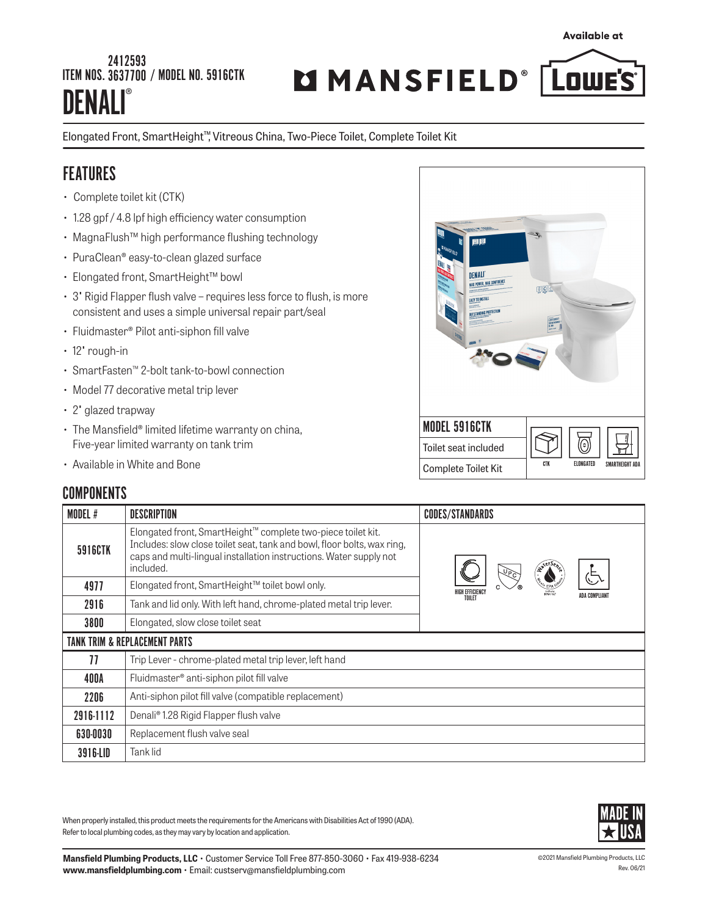ITEM NOS. 2412593 / 3637700 / MODEL NO. 5916CTK

# DENALI®

MANSFIELD® | Available at LOWE'S

Elongated Front, SmartHeight™, Vitreous China, Two-Piece Toilet, Complete Toilet Kit

## FEATURES

- Complete toilet kit (CTK)
- 1.28 gpf / 4.8 lpf high efficiency water consumption
- MagnaFlush™ high performance flushing technology
- PuraClean® easy-to-clean glazed surface
- Elongated front, SmartHeight™ bowl
- 3" Rigid Flapper flush valve – requires less force to flush, is more consistent and uses a simple universal repair part/seal
- Fluidmaster® Pilot anti-siphon fill valve
- 12" rough-in
- SmartFasten™ 2-bolt tank-to-bowl connection
- Model 77 decorative metal trip lever
- 2" glazed trapway
- The Mansfield® limited lifetime warranty on china, Five-year limited warranty on tank trim
- Available in White and Bone

| MODEL 5916CTK |
|---|
| Toilet seat included |
| Complete Toilet Kit |

CTK | ELONGATED | SMARTHEIGHT ADA

## COMPONENTS

| MODEL # | DESCRIPTION | CODES/STANDARDS |
|---|---|---|
| 5916CTK | Elongated front, SmartHeight™ complete two-piece toilet kit. Includes: slow close toilet seat, tank and bowl, floor bolts, wax ring, caps and multi-lingual installation instructions. Water supply not included. | HIGH EFFICIENCY TOILET, UPC, WaterSense, ADA COMPLIANT |
| 4977 | Elongated front, SmartHeight™ toilet bowl only. | |
| 2916 | Tank and lid only. With left hand, chrome-plated metal trip lever. | |
| 3800 | Elongated, slow close toilet seat | |
| **TANK TRIM & REPLACEMENT PARTS** | | |
| 77 | Trip Lever - chrome-plated metal trip lever, left hand | |
| 400A | Fluidmaster® anti-siphon pilot fill valve | |
| 2206 | Anti-siphon pilot fill valve (compatible replacement) | |
| 2916-1112 | Denali® 1.28 Rigid Flapper flush valve | |
| 630-0030 | Replacement flush valve seal | |
| 3916-LID | Tank lid | |

When properly installed, this product meets the requirements for the Americans with Disabilities Act of 1990 (ADA). Refer to local plumbing codes, as they may vary by location and application.

MADE IN USA

**Mansfield Plumbing Products, LLC** • Customer Service Toll Free 877-850-3060 • Fax 419-938-6234
**www.mansfieldplumbing.com** • Email: custserv@mansfieldplumbing.com

©2021 Mansfield Plumbing Products, LLC
Rev. 06/21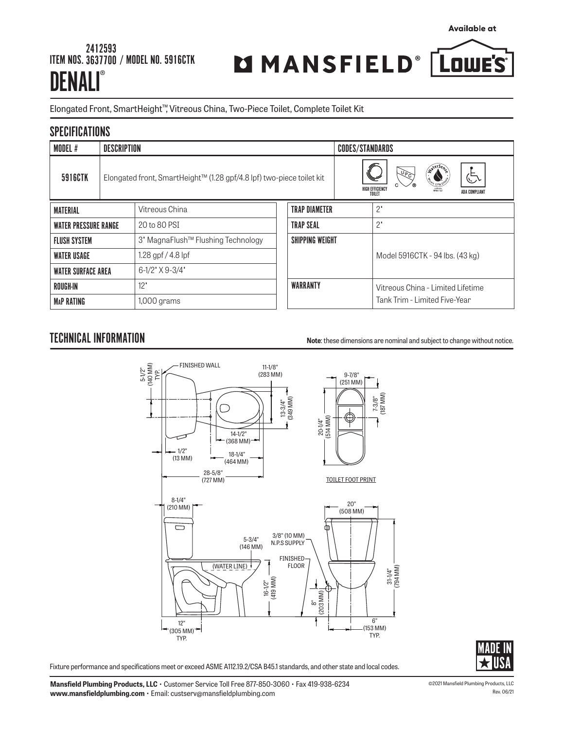Available at

2412593
ITEM NOS. 3637700 / MODEL NO. 5916CTK

# DENALI®

MANSFIELD® LOWE'S

Elongated Front, SmartHeight™, Vitreous China, Two-Piece Toilet, Complete Toilet Kit

## SPECIFICATIONS

| MODEL # | DESCRIPTION | CODES/STANDARDS |
|---|---|---|
| 5916CTK | Elongated front, SmartHeight™ (1.28 gpf/4.8 lpf) two-piece toilet kit | HIGH EFFICIENCY TOILET, UPC, WaterSense, ADA COMPLIANT |

| | | | |
|---|---|---|---|
| MATERIAL | Vitreous China | TRAP DIAMETER | 2" |
| WATER PRESSURE RANGE | 20 to 80 PSI | TRAP SEAL | 2" |
| FLUSH SYSTEM | 3" MagnaFlush™ Flushing Technology | SHIPPING WEIGHT | Model 5916CTK - 94 lbs. (43 kg) |
| WATER USAGE | 1.28 gpf / 4.8 lpf | | |
| WATER SURFACE AREA | 6-1/2" X 9-3/4" | | |
| ROUGH-IN | 12" | WARRANTY | Vitreous China - Limited Lifetime<br>Tank Trim - Limited Five-Year |
| MaP RATING | 1,000 grams | | |

## TECHNICAL INFORMATION

**Note**: these dimensions are nominal and subject to change without notice.

5-1/2" (140 MM) TYP.
FINISHED WALL
11-1/8" (283 MM)
13-3/4" (349 MM)
14-1/2" (368 MM)
1/2" (13 MM)
18-1/4" (464 MM)
28-5/8" (727 MM)
9-7/8" (251 MM)
7-3/8" (187 MM)
20-1/4" (514 MM)
TOILET FOOT PRINT
8-1/4" (210 MM)
5-3/4" (146 MM)
3/8" (10 MM) N.P.S SUPPLY
FINISHED FLOOR
(WATER LINE)
16-1/2" (419 MM)
8" (203 MM)
20" (508 MM)
31-1/4" (794 MM)
6" (153 MM) TYP.
12" (305 MM) TYP.

Fixture performance and specifications meet or exceed ASME A112.19.2/CSA B45.1 standards, and other state and local codes.

MADE IN USA

**Mansfield Plumbing Products, LLC** • Customer Service Toll Free 877-850-3060 • Fax 419-938-6234
**www.mansfieldplumbing.com** • Email: custserv@mansfieldplumbing.com

©2021 Mansfield Plumbing Products, LLC
Rev. 06/21